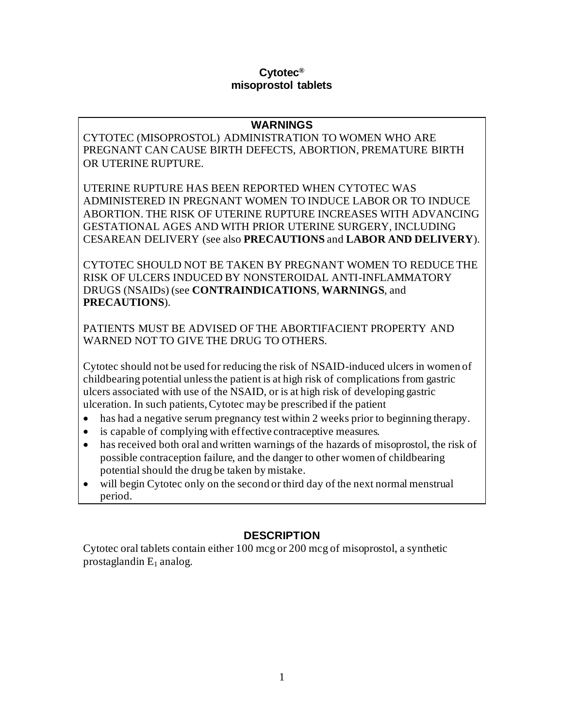# Cytotec®
# misoprostol tablets

## WARNINGS

CYTOTEC (MISOPROSTOL) ADMINISTRATION TO WOMEN WHO ARE PREGNANT CAN CAUSE BIRTH DEFECTS, ABORTION, PREMATURE BIRTH OR UTERINE RUPTURE.

UTERINE RUPTURE HAS BEEN REPORTED WHEN CYTOTEC WAS ADMINISTERED IN PREGNANT WOMEN TO INDUCE LABOR OR TO INDUCE ABORTION. THE RISK OF UTERINE RUPTURE INCREASES WITH ADVANCING GESTATIONAL AGES AND WITH PRIOR UTERINE SURGERY, INCLUDING CESAREAN DELIVERY (see also **PRECAUTIONS** and **LABOR AND DELIVERY**).

CYTOTEC SHOULD NOT BE TAKEN BY PREGNANT WOMEN TO REDUCE THE RISK OF ULCERS INDUCED BY NONSTEROIDAL ANTI-INFLAMMATORY DRUGS (NSAIDs) (see **CONTRAINDICATIONS**, **WARNINGS**, and **PRECAUTIONS**).

PATIENTS MUST BE ADVISED OF THE ABORTIFACIENT PROPERTY AND WARNED NOT TO GIVE THE DRUG TO OTHERS.

Cytotec should not be used for reducing the risk of NSAID-induced ulcers in women of childbearing potential unless the patient is at high risk of complications from gastric ulcers associated with use of the NSAID, or is at high risk of developing gastric ulceration. In such patients, Cytotec may be prescribed if the patient

- has had a negative serum pregnancy test within 2 weeks prior to beginning therapy.
- is capable of complying with effective contraceptive measures.
- has received both oral and written warnings of the hazards of misoprostol, the risk of possible contraception failure, and the danger to other women of childbearing potential should the drug be taken by mistake.
- will begin Cytotec only on the second or third day of the next normal menstrual period.

## DESCRIPTION

Cytotec oral tablets contain either 100 mcg or 200 mcg of misoprostol, a synthetic prostaglandin $E_1$ analog.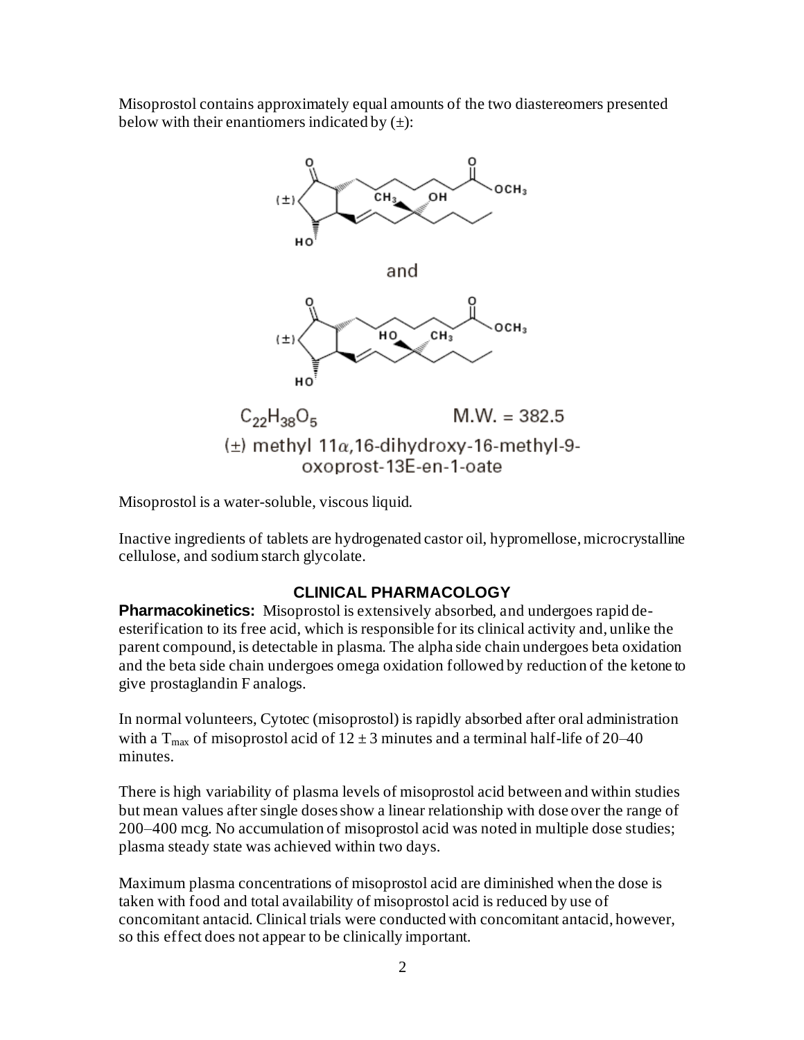Misoprostol contains approximately equal amounts of the two diastereomers presented below with their enantiomers indicated by (±):

and

$C_{22}H_{38}O_5$ M.W. = 382.5

(±) methyl 11α,16-dihydroxy-16-methyl-9-oxoprost-13E-en-1-oate

Misoprostol is a water-soluble, viscous liquid.

Inactive ingredients of tablets are hydrogenated castor oil, hypromellose, microcrystalline cellulose, and sodium starch glycolate.

## CLINICAL PHARMACOLOGY

**Pharmacokinetics:** Misoprostol is extensively absorbed, and undergoes rapid de-esterification to its free acid, which is responsible for its clinical activity and, unlike the parent compound, is detectable in plasma. The alpha side chain undergoes beta oxidation and the beta side chain undergoes omega oxidation followed by reduction of the ketone to give prostaglandin F analogs.

In normal volunteers, Cytotec (misoprostol) is rapidly absorbed after oral administration with a $T_{max}$ of misoprostol acid of $12 \pm 3$ minutes and a terminal half-life of 20–40 minutes.

There is high variability of plasma levels of misoprostol acid between and within studies but mean values after single doses show a linear relationship with dose over the range of 200–400 mcg. No accumulation of misoprostol acid was noted in multiple dose studies; plasma steady state was achieved within two days.

Maximum plasma concentrations of misoprostol acid are diminished when the dose is taken with food and total availability of misoprostol acid is reduced by use of concomitant antacid. Clinical trials were conducted with concomitant antacid, however, so this effect does not appear to be clinically important.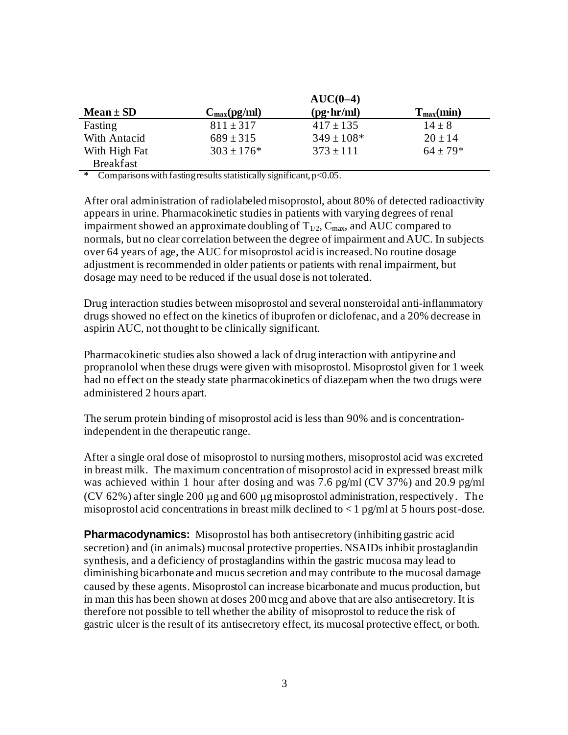| Mean ± SD | $C_{max}$(pg/ml) | AUC(0–4) (pg·hr/ml) | $T_{max}$(min) |
|---|---|---|---|
| Fasting | 811 ± 317 | 417 ± 135 | 14 ± 8 |
| With Antacid | 689 ± 315 | 349 ± 108* | 20 ± 14 |
| With High Fat Breakfast | 303 ± 176* | 373 ± 111 | 64 ± 79* |

\* Comparisons with fasting results statistically significant, $p<0.05$.

After oral administration of radiolabeled misoprostol, about 80% of detected radioactivity appears in urine. Pharmacokinetic studies in patients with varying degrees of renal impairment showed an approximate doubling of $T_{1/2}$, $C_{max}$, and AUC compared to normals, but no clear correlation between the degree of impairment and AUC. In subjects over 64 years of age, the AUC for misoprostol acid is increased. No routine dosage adjustment is recommended in older patients or patients with renal impairment, but dosage may need to be reduced if the usual dose is not tolerated.

Drug interaction studies between misoprostol and several nonsteroidal anti-inflammatory drugs showed no effect on the kinetics of ibuprofen or diclofenac, and a 20% decrease in aspirin AUC, not thought to be clinically significant.

Pharmacokinetic studies also showed a lack of drug interaction with antipyrine and propranolol when these drugs were given with misoprostol. Misoprostol given for 1 week had no effect on the steady state pharmacokinetics of diazepam when the two drugs were administered 2 hours apart.

The serum protein binding of misoprostol acid is less than 90% and is concentration-independent in the therapeutic range.

After a single oral dose of misoprostol to nursing mothers, misoprostol acid was excreted in breast milk. The maximum concentration of misoprostol acid in expressed breast milk was achieved within 1 hour after dosing and was 7.6 pg/ml (CV 37%) and 20.9 pg/ml (CV 62%) after single 200 μg and 600 μg misoprostol administration, respectively. The misoprostol acid concentrations in breast milk declined to < 1 pg/ml at 5 hours post-dose.

**Pharmacodynamics:** Misoprostol has both antisecretory (inhibiting gastric acid secretion) and (in animals) mucosal protective properties. NSAIDs inhibit prostaglandin synthesis, and a deficiency of prostaglandins within the gastric mucosa may lead to diminishing bicarbonate and mucus secretion and may contribute to the mucosal damage caused by these agents. Misoprostol can increase bicarbonate and mucus production, but in man this has been shown at doses 200 mcg and above that are also antisecretory. It is therefore not possible to tell whether the ability of misoprostol to reduce the risk of gastric ulcer is the result of its antisecretory effect, its mucosal protective effect, or both.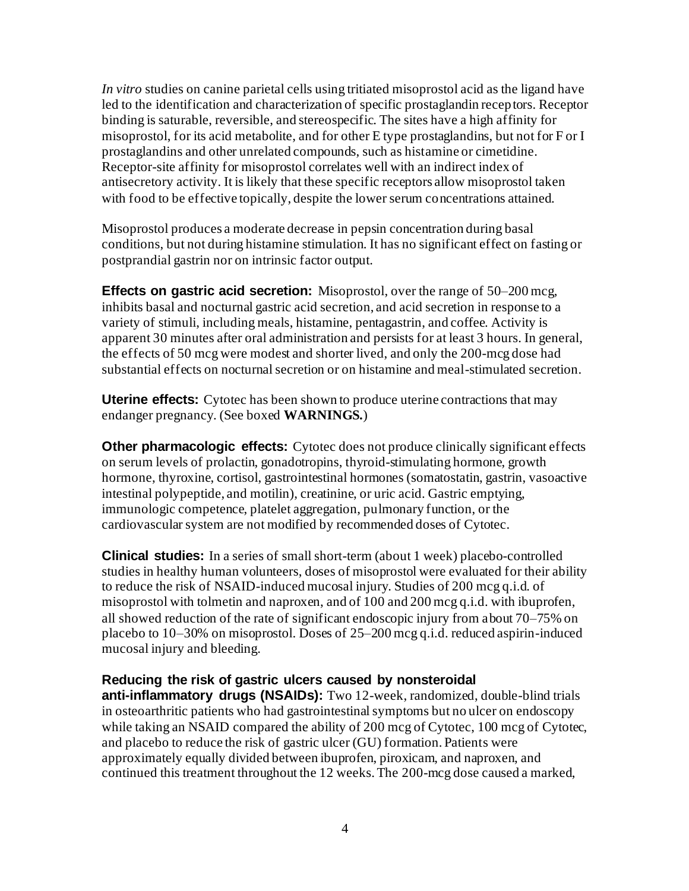*In vitro* studies on canine parietal cells using tritiated misoprostol acid as the ligand have led to the identification and characterization of specific prostaglandin receptors. Receptor binding is saturable, reversible, and stereospecific. The sites have a high affinity for misoprostol, for its acid metabolite, and for other E type prostaglandins, but not for F or I prostaglandins and other unrelated compounds, such as histamine or cimetidine. Receptor-site affinity for misoprostol correlates well with an indirect index of antisecretory activity. It is likely that these specific receptors allow misoprostol taken with food to be effective topically, despite the lower serum concentrations attained.

Misoprostol produces a moderate decrease in pepsin concentration during basal conditions, but not during histamine stimulation. It has no significant effect on fasting or postprandial gastrin nor on intrinsic factor output.

**Effects on gastric acid secretion:** Misoprostol, over the range of 50–200 mcg, inhibits basal and nocturnal gastric acid secretion, and acid secretion in response to a variety of stimuli, including meals, histamine, pentagastrin, and coffee. Activity is apparent 30 minutes after oral administration and persists for at least 3 hours. In general, the effects of 50 mcg were modest and shorter lived, and only the 200-mcg dose had substantial effects on nocturnal secretion or on histamine and meal-stimulated secretion.

**Uterine effects:** Cytotec has been shown to produce uterine contractions that may endanger pregnancy. (See boxed **WARNINGS.**)

**Other pharmacologic effects:** Cytotec does not produce clinically significant effects on serum levels of prolactin, gonadotropins, thyroid-stimulating hormone, growth hormone, thyroxine, cortisol, gastrointestinal hormones (somatostatin, gastrin, vasoactive intestinal polypeptide, and motilin), creatinine, or uric acid. Gastric emptying, immunologic competence, platelet aggregation, pulmonary function, or the cardiovascular system are not modified by recommended doses of Cytotec.

**Clinical studies:** In a series of small short-term (about 1 week) placebo-controlled studies in healthy human volunteers, doses of misoprostol were evaluated for their ability to reduce the risk of NSAID-induced mucosal injury. Studies of 200 mcg q.i.d. of misoprostol with tolmetin and naproxen, and of 100 and 200 mcg q.i.d. with ibuprofen, all showed reduction of the rate of significant endoscopic injury from about 70–75% on placebo to 10–30% on misoprostol. Doses of 25–200 mcg q.i.d. reduced aspirin-induced mucosal injury and bleeding.

**Reducing the risk of gastric ulcers caused by nonsteroidal anti-inflammatory drugs (NSAIDs):** Two 12-week, randomized, double-blind trials in osteoarthritic patients who had gastrointestinal symptoms but no ulcer on endoscopy while taking an NSAID compared the ability of 200 mcg of Cytotec, 100 mcg of Cytotec, and placebo to reduce the risk of gastric ulcer (GU) formation. Patients were approximately equally divided between ibuprofen, piroxicam, and naproxen, and continued this treatment throughout the 12 weeks. The 200-mcg dose caused a marked,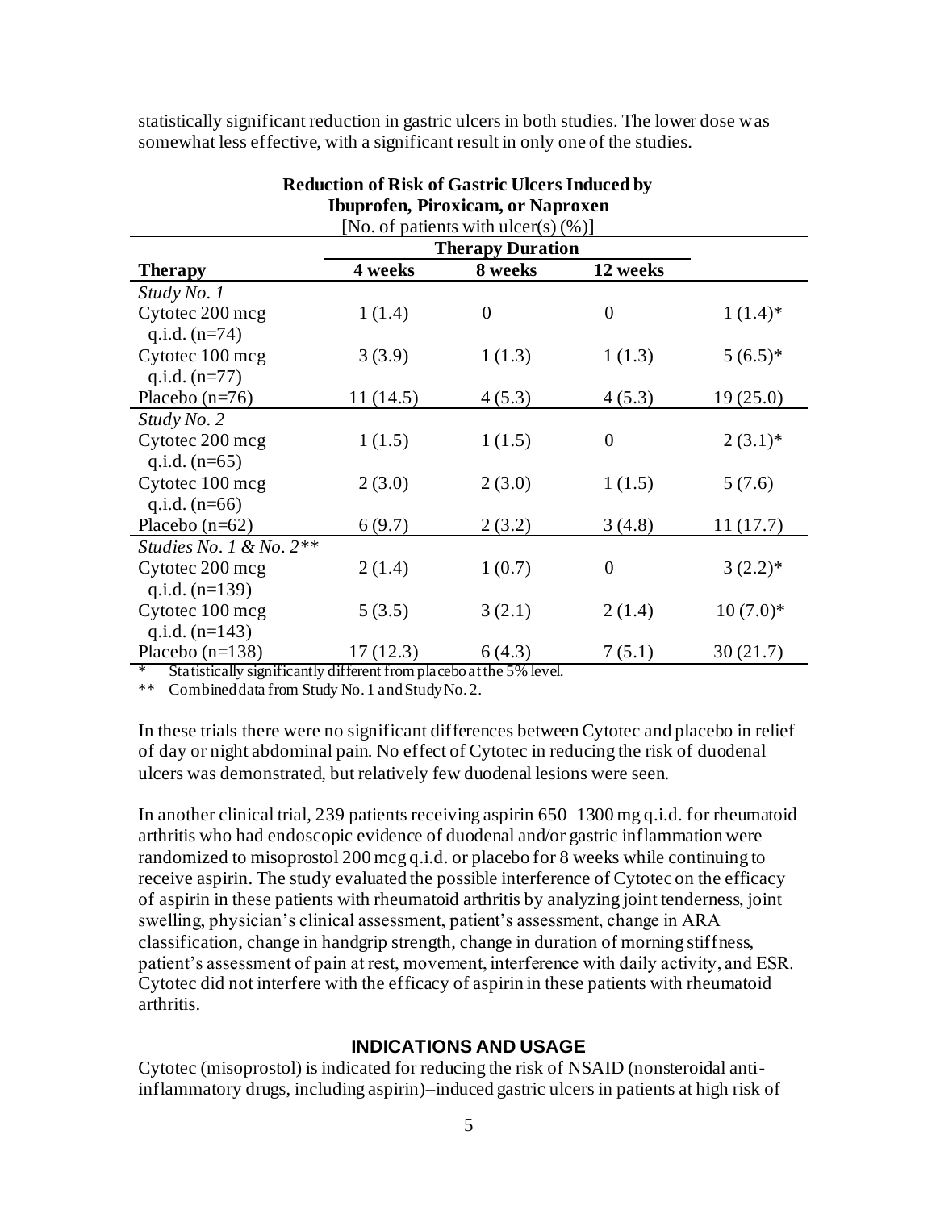statistically significant reduction in gastric ulcers in both studies. The lower dose was somewhat less effective, with a significant result in only one of the studies.

**Reduction of Risk of Gastric Ulcers Induced by Ibuprofen, Piroxicam, or Naproxen**

[No. of patients with ulcer(s) (%)]

| | Therapy Duration | | | |
|---|---|---|---|---|
| **Therapy** | **4 weeks** | **8 weeks** | **12 weeks** | |
| *Study No. 1* | | | | |
| Cytotec 200 mcg q.i.d. (n=74) | 1 (1.4) | 0 | 0 | 1 (1.4)* |
| Cytotec 100 mcg q.i.d. (n=77) | 3 (3.9) | 1 (1.3) | 1 (1.3) | 5 (6.5)* |
| Placebo (n=76) | 11 (14.5) | 4 (5.3) | 4 (5.3) | 19 (25.0) |
| *Study No. 2* | | | | |
| Cytotec 200 mcg q.i.d. (n=65) | 1 (1.5) | 1 (1.5) | 0 | 2 (3.1)* |
| Cytotec 100 mcg q.i.d. (n=66) | 2 (3.0) | 2 (3.0) | 1 (1.5) | 5 (7.6) |
| Placebo (n=62) | 6 (9.7) | 2 (3.2) | 3 (4.8) | 11 (17.7) |
| *Studies No. 1 & No. 2*** | | | | |
| Cytotec 200 mcg q.i.d. (n=139) | 2 (1.4) | 1 (0.7) | 0 | 3 (2.2)* |
| Cytotec 100 mcg q.i.d. (n=143) | 5 (3.5) | 3 (2.1) | 2 (1.4) | 10 (7.0)* |
| Placebo (n=138) | 17 (12.3) | 6 (4.3) | 7 (5.1) | 30 (21.7) |

\* Statistically significantly different from placebo at the 5% level.

** Combined data from Study No. 1 and Study No. 2.

In these trials there were no significant differences between Cytotec and placebo in relief of day or night abdominal pain. No effect of Cytotec in reducing the risk of duodenal ulcers was demonstrated, but relatively few duodenal lesions were seen.

In another clinical trial, 239 patients receiving aspirin 650–1300 mg q.i.d. for rheumatoid arthritis who had endoscopic evidence of duodenal and/or gastric inflammation were randomized to misoprostol 200 mcg q.i.d. or placebo for 8 weeks while continuing to receive aspirin. The study evaluated the possible interference of Cytotec on the efficacy of aspirin in these patients with rheumatoid arthritis by analyzing joint tenderness, joint swelling, physician's clinical assessment, patient's assessment, change in ARA classification, change in handgrip strength, change in duration of morning stiffness, patient's assessment of pain at rest, movement, interference with daily activity, and ESR. Cytotec did not interfere with the efficacy of aspirin in these patients with rheumatoid arthritis.

## INDICATIONS AND USAGE

Cytotec (misoprostol) is indicated for reducing the risk of NSAID (nonsteroidal anti-inflammatory drugs, including aspirin)–induced gastric ulcers in patients at high risk of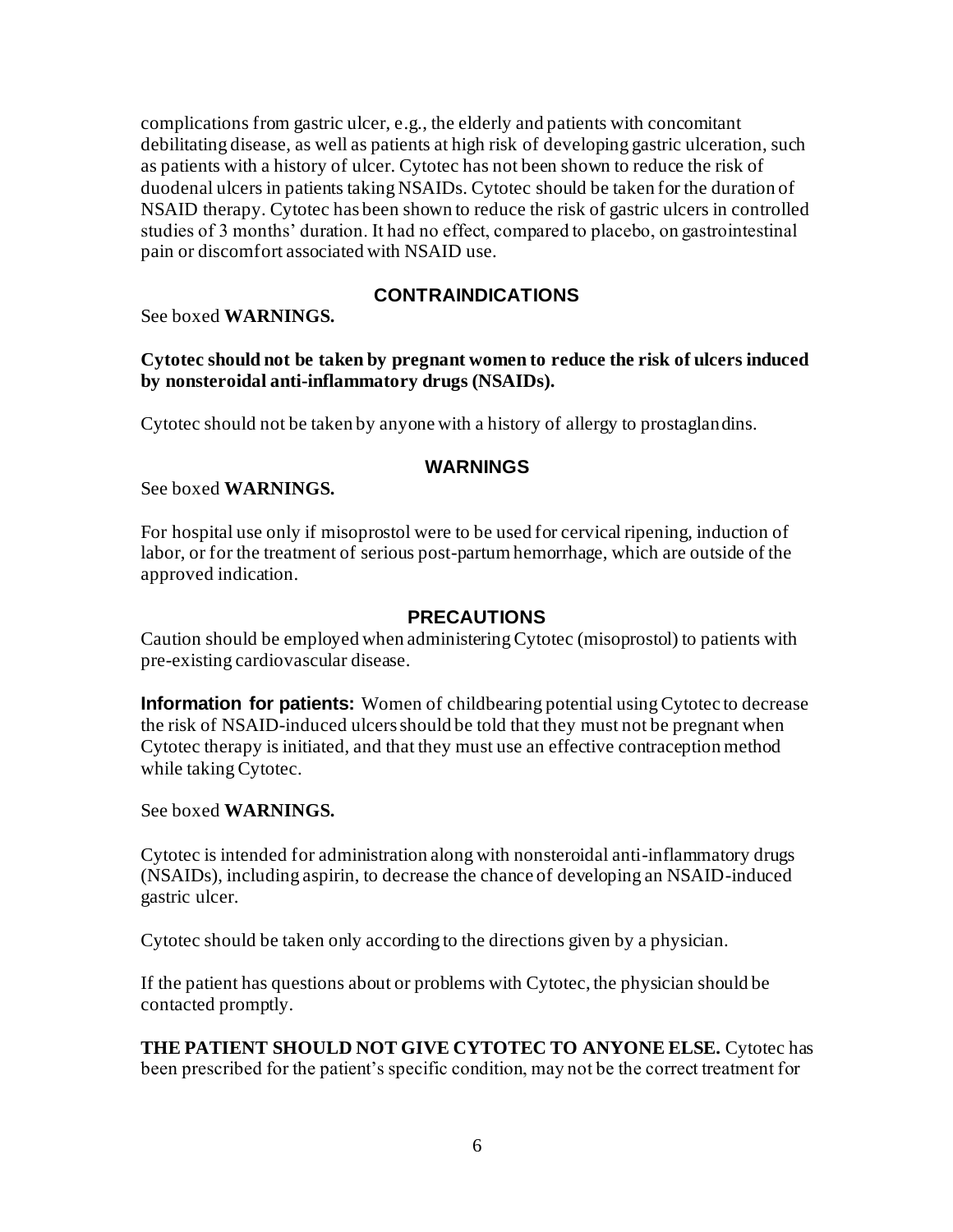complications from gastric ulcer, e.g., the elderly and patients with concomitant debilitating disease, as well as patients at high risk of developing gastric ulceration, such as patients with a history of ulcer. Cytotec has not been shown to reduce the risk of duodenal ulcers in patients taking NSAIDs. Cytotec should be taken for the duration of NSAID therapy. Cytotec has been shown to reduce the risk of gastric ulcers in controlled studies of 3 months' duration. It had no effect, compared to placebo, on gastrointestinal pain or discomfort associated with NSAID use.

## CONTRAINDICATIONS

See boxed **WARNINGS.**

**Cytotec should not be taken by pregnant women to reduce the risk of ulcers induced by nonsteroidal anti-inflammatory drugs (NSAIDs).**

Cytotec should not be taken by anyone with a history of allergy to prostaglandins.

## WARNINGS

See boxed **WARNINGS.**

For hospital use only if misoprostol were to be used for cervical ripening, induction of labor, or for the treatment of serious post-partum hemorrhage, which are outside of the approved indication.

## PRECAUTIONS

Caution should be employed when administering Cytotec (misoprostol) to patients with pre-existing cardiovascular disease.

**Information for patients:** Women of childbearing potential using Cytotec to decrease the risk of NSAID-induced ulcers should be told that they must not be pregnant when Cytotec therapy is initiated, and that they must use an effective contraception method while taking Cytotec.

See boxed **WARNINGS.**

Cytotec is intended for administration along with nonsteroidal anti-inflammatory drugs (NSAIDs), including aspirin, to decrease the chance of developing an NSAID-induced gastric ulcer.

Cytotec should be taken only according to the directions given by a physician.

If the patient has questions about or problems with Cytotec, the physician should be contacted promptly.

**THE PATIENT SHOULD NOT GIVE CYTOTEC TO ANYONE ELSE.** Cytotec has been prescribed for the patient's specific condition, may not be the correct treatment for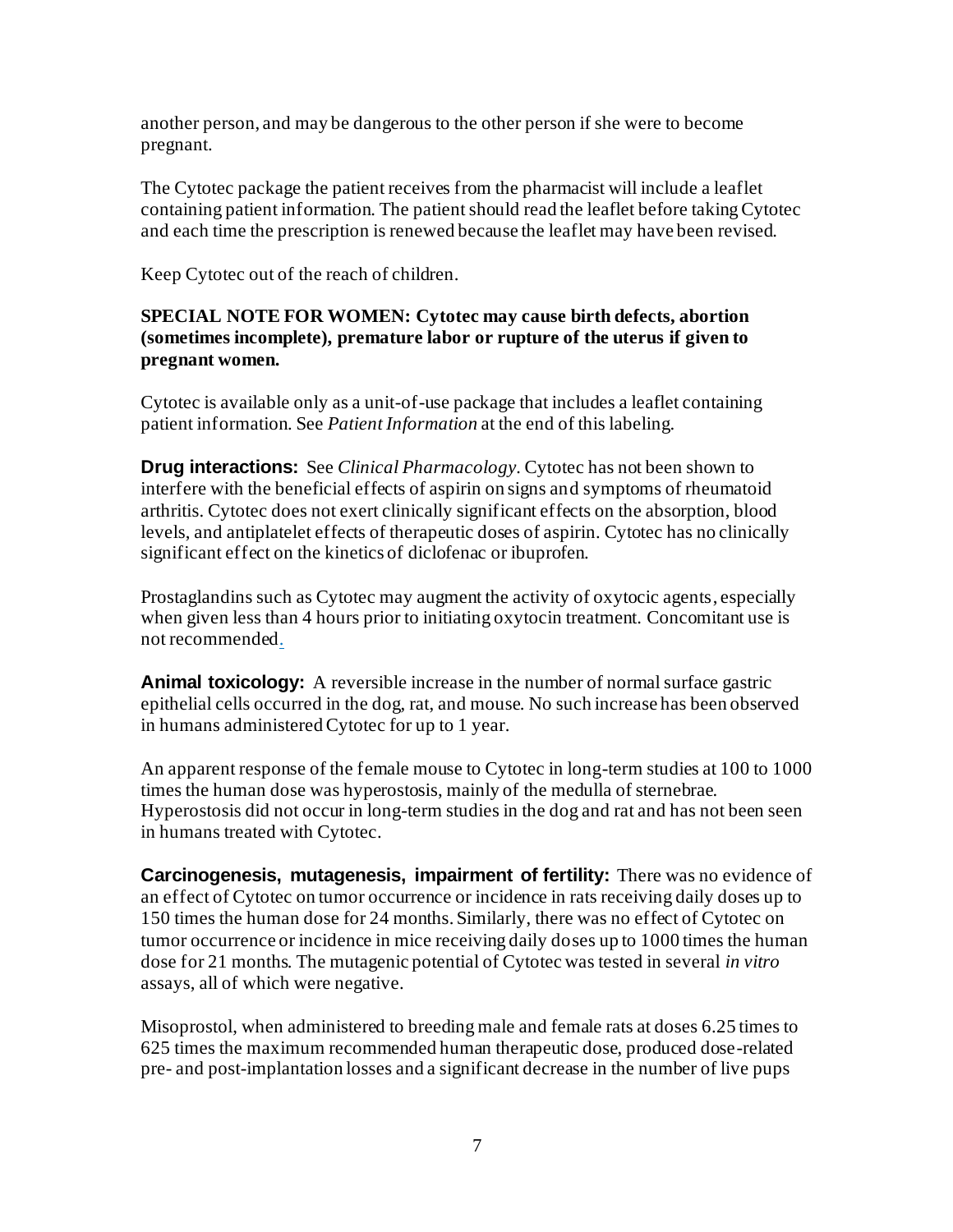another person, and may be dangerous to the other person if she were to become pregnant.

The Cytotec package the patient receives from the pharmacist will include a leaflet containing patient information. The patient should read the leaflet before taking Cytotec and each time the prescription is renewed because the leaflet may have been revised.

Keep Cytotec out of the reach of children.

**SPECIAL NOTE FOR WOMEN: Cytotec may cause birth defects, abortion (sometimes incomplete), premature labor or rupture of the uterus if given to pregnant women.**

Cytotec is available only as a unit-of-use package that includes a leaflet containing patient information. See *Patient Information* at the end of this labeling.

**Drug interactions:** See *Clinical Pharmacology*. Cytotec has not been shown to interfere with the beneficial effects of aspirin on signs and symptoms of rheumatoid arthritis. Cytotec does not exert clinically significant effects on the absorption, blood levels, and antiplatelet effects of therapeutic doses of aspirin. Cytotec has no clinically significant effect on the kinetics of diclofenac or ibuprofen.

Prostaglandins such as Cytotec may augment the activity of oxytocic agents, especially when given less than 4 hours prior to initiating oxytocin treatment. Concomitant use is not recommended.

**Animal toxicology:** A reversible increase in the number of normal surface gastric epithelial cells occurred in the dog, rat, and mouse. No such increase has been observed in humans administered Cytotec for up to 1 year.

An apparent response of the female mouse to Cytotec in long-term studies at 100 to 1000 times the human dose was hyperostosis, mainly of the medulla of sternebrae. Hyperostosis did not occur in long-term studies in the dog and rat and has not been seen in humans treated with Cytotec.

**Carcinogenesis, mutagenesis, impairment of fertility:** There was no evidence of an effect of Cytotec on tumor occurrence or incidence in rats receiving daily doses up to 150 times the human dose for 24 months. Similarly, there was no effect of Cytotec on tumor occurrence or incidence in mice receiving daily doses up to 1000 times the human dose for 21 months. The mutagenic potential of Cytotec was tested in several *in vitro* assays, all of which were negative.

Misoprostol, when administered to breeding male and female rats at doses 6.25 times to 625 times the maximum recommended human therapeutic dose, produced dose-related pre- and post-implantation losses and a significant decrease in the number of live pups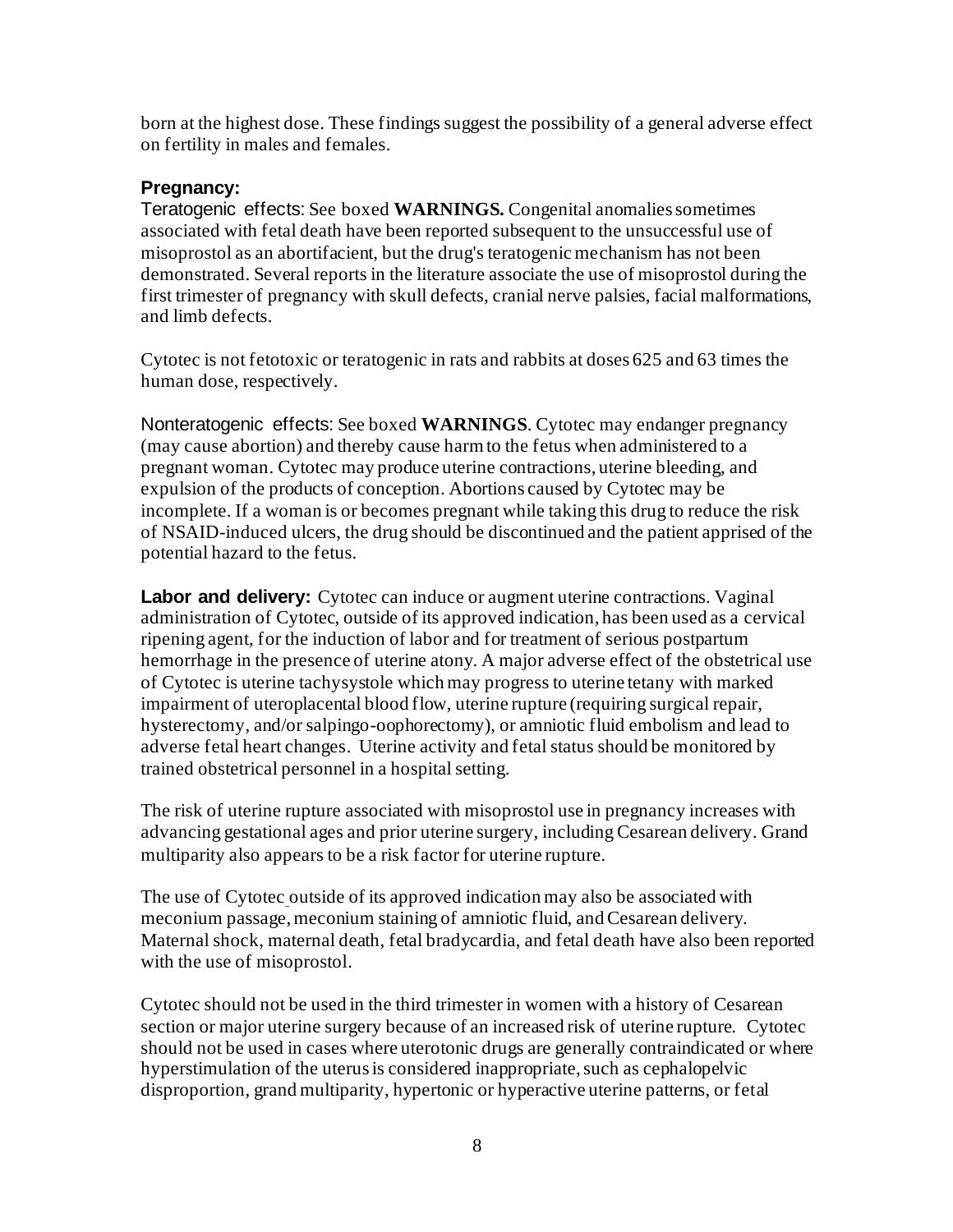born at the highest dose. These findings suggest the possibility of a general adverse effect on fertility in males and females.

**Pregnancy:**

Teratogenic effects: See boxed **WARNINGS.** Congenital anomalies sometimes associated with fetal death have been reported subsequent to the unsuccessful use of misoprostol as an abortifacient, but the drug's teratogenic mechanism has not been demonstrated. Several reports in the literature associate the use of misoprostol during the first trimester of pregnancy with skull defects, cranial nerve palsies, facial malformations, and limb defects.

Cytotec is not fetotoxic or teratogenic in rats and rabbits at doses 625 and 63 times the human dose, respectively.

Nonteratogenic effects: See boxed **WARNINGS**. Cytotec may endanger pregnancy (may cause abortion) and thereby cause harm to the fetus when administered to a pregnant woman. Cytotec may produce uterine contractions, uterine bleeding, and expulsion of the products of conception. Abortions caused by Cytotec may be incomplete. If a woman is or becomes pregnant while taking this drug to reduce the risk of NSAID-induced ulcers, the drug should be discontinued and the patient apprised of the potential hazard to the fetus.

**Labor and delivery:** Cytotec can induce or augment uterine contractions. Vaginal administration of Cytotec, outside of its approved indication, has been used as a cervical ripening agent, for the induction of labor and for treatment of serious postpartum hemorrhage in the presence of uterine atony. A major adverse effect of the obstetrical use of Cytotec is uterine tachysystole which may progress to uterine tetany with marked impairment of uteroplacental blood flow, uterine rupture (requiring surgical repair, hysterectomy, and/or salpingo-oophorectomy), or amniotic fluid embolism and lead to adverse fetal heart changes. Uterine activity and fetal status should be monitored by trained obstetrical personnel in a hospital setting.

The risk of uterine rupture associated with misoprostol use in pregnancy increases with advancing gestational ages and prior uterine surgery, including Cesarean delivery. Grand multiparity also appears to be a risk factor for uterine rupture.

The use of Cytotec outside of its approved indication may also be associated with meconium passage, meconium staining of amniotic fluid, and Cesarean delivery. Maternal shock, maternal death, fetal bradycardia, and fetal death have also been reported with the use of misoprostol.

Cytotec should not be used in the third trimester in women with a history of Cesarean section or major uterine surgery because of an increased risk of uterine rupture. Cytotec should not be used in cases where uterotonic drugs are generally contraindicated or where hyperstimulation of the uterus is considered inappropriate, such as cephalopelvic disproportion, grand multiparity, hypertonic or hyperactive uterine patterns, or fetal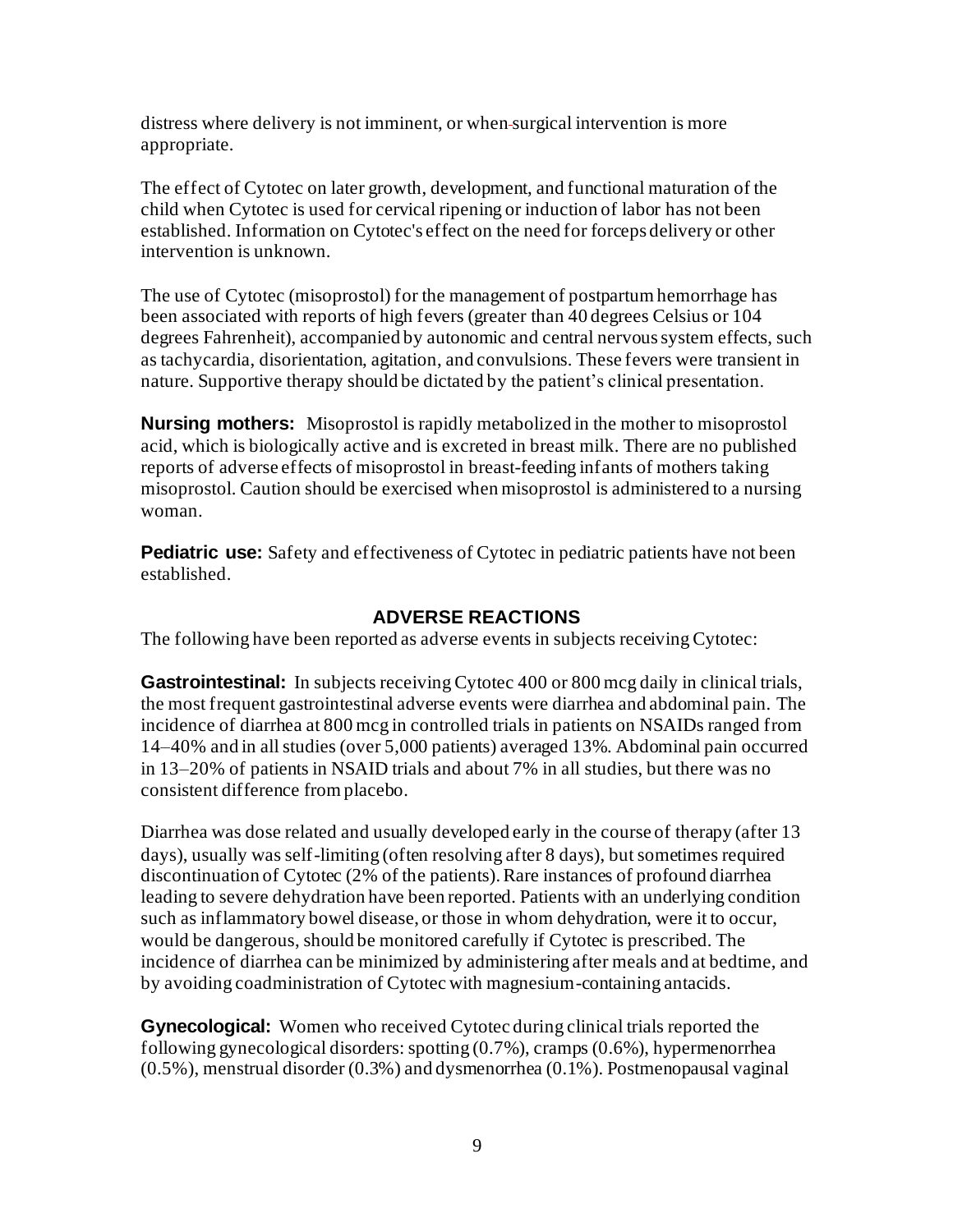distress where delivery is not imminent, or when surgical intervention is more appropriate.

The effect of Cytotec on later growth, development, and functional maturation of the child when Cytotec is used for cervical ripening or induction of labor has not been established. Information on Cytotec's effect on the need for forceps delivery or other intervention is unknown.

The use of Cytotec (misoprostol) for the management of postpartum hemorrhage has been associated with reports of high fevers (greater than 40 degrees Celsius or 104 degrees Fahrenheit), accompanied by autonomic and central nervous system effects, such as tachycardia, disorientation, agitation, and convulsions. These fevers were transient in nature. Supportive therapy should be dictated by the patient's clinical presentation.

**Nursing mothers:** Misoprostol is rapidly metabolized in the mother to misoprostol acid, which is biologically active and is excreted in breast milk. There are no published reports of adverse effects of misoprostol in breast-feeding infants of mothers taking misoprostol. Caution should be exercised when misoprostol is administered to a nursing woman.

**Pediatric use:** Safety and effectiveness of Cytotec in pediatric patients have not been established.

## ADVERSE REACTIONS

The following have been reported as adverse events in subjects receiving Cytotec:

**Gastrointestinal:** In subjects receiving Cytotec 400 or 800 mcg daily in clinical trials, the most frequent gastrointestinal adverse events were diarrhea and abdominal pain. The incidence of diarrhea at 800 mcg in controlled trials in patients on NSAIDs ranged from 14–40% and in all studies (over 5,000 patients) averaged 13%. Abdominal pain occurred in 13–20% of patients in NSAID trials and about 7% in all studies, but there was no consistent difference from placebo.

Diarrhea was dose related and usually developed early in the course of therapy (after 13 days), usually was self-limiting (often resolving after 8 days), but sometimes required discontinuation of Cytotec (2% of the patients). Rare instances of profound diarrhea leading to severe dehydration have been reported. Patients with an underlying condition such as inflammatory bowel disease, or those in whom dehydration, were it to occur, would be dangerous, should be monitored carefully if Cytotec is prescribed. The incidence of diarrhea can be minimized by administering after meals and at bedtime, and by avoiding coadministration of Cytotec with magnesium-containing antacids.

**Gynecological:** Women who received Cytotec during clinical trials reported the following gynecological disorders: spotting (0.7%), cramps (0.6%), hypermenorrhea (0.5%), menstrual disorder (0.3%) and dysmenorrhea (0.1%). Postmenopausal vaginal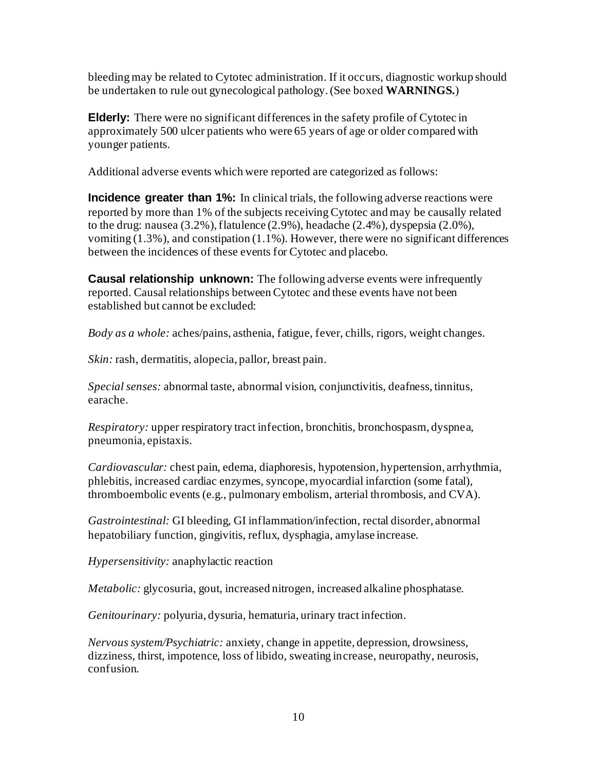bleeding may be related to Cytotec administration. If it occurs, diagnostic workup should be undertaken to rule out gynecological pathology. (See boxed **WARNINGS.**)

**Elderly:** There were no significant differences in the safety profile of Cytotec in approximately 500 ulcer patients who were 65 years of age or older compared with younger patients.

Additional adverse events which were reported are categorized as follows:

**Incidence greater than 1%:** In clinical trials, the following adverse reactions were reported by more than 1% of the subjects receiving Cytotec and may be causally related to the drug: nausea (3.2%), flatulence (2.9%), headache (2.4%), dyspepsia (2.0%), vomiting (1.3%), and constipation (1.1%). However, there were no significant differences between the incidences of these events for Cytotec and placebo.

**Causal relationship unknown:** The following adverse events were infrequently reported. Causal relationships between Cytotec and these events have not been established but cannot be excluded:

*Body as a whole:* aches/pains, asthenia, fatigue, fever, chills, rigors, weight changes.

*Skin:* rash, dermatitis, alopecia, pallor, breast pain.

*Special senses:* abnormal taste, abnormal vision, conjunctivitis, deafness, tinnitus, earache.

*Respiratory:* upper respiratory tract infection, bronchitis, bronchospasm, dyspnea, pneumonia, epistaxis.

*Cardiovascular:* chest pain, edema, diaphoresis, hypotension, hypertension, arrhythmia, phlebitis, increased cardiac enzymes, syncope, myocardial infarction (some fatal), thromboembolic events (e.g., pulmonary embolism, arterial thrombosis, and CVA).

*Gastrointestinal:* GI bleeding, GI inflammation/infection, rectal disorder, abnormal hepatobiliary function, gingivitis, reflux, dysphagia, amylase increase.

*Hypersensitivity:* anaphylactic reaction

*Metabolic:* glycosuria, gout, increased nitrogen, increased alkaline phosphatase.

*Genitourinary:* polyuria, dysuria, hematuria, urinary tract infection.

*Nervous system/Psychiatric:* anxiety, change in appetite, depression, drowsiness, dizziness, thirst, impotence, loss of libido, sweating increase, neuropathy, neurosis, confusion.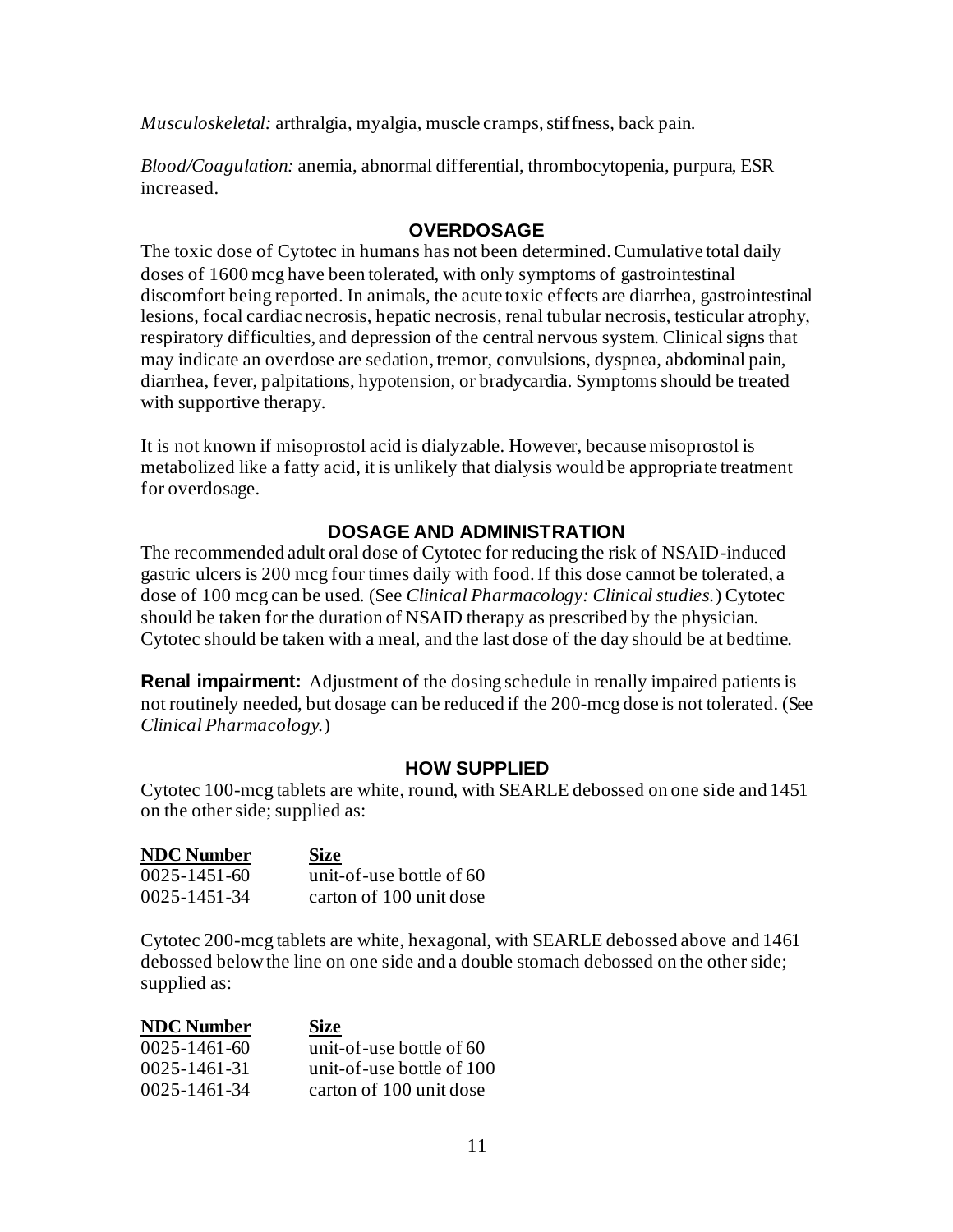*Musculoskeletal:* arthralgia, myalgia, muscle cramps, stiffness, back pain.

*Blood/Coagulation:* anemia, abnormal differential, thrombocytopenia, purpura, ESR increased.

## OVERDOSAGE

The toxic dose of Cytotec in humans has not been determined. Cumulative total daily doses of 1600 mcg have been tolerated, with only symptoms of gastrointestinal discomfort being reported. In animals, the acute toxic effects are diarrhea, gastrointestinal lesions, focal cardiac necrosis, hepatic necrosis, renal tubular necrosis, testicular atrophy, respiratory difficulties, and depression of the central nervous system. Clinical signs that may indicate an overdose are sedation, tremor, convulsions, dyspnea, abdominal pain, diarrhea, fever, palpitations, hypotension, or bradycardia. Symptoms should be treated with supportive therapy.

It is not known if misoprostol acid is dialyzable. However, because misoprostol is metabolized like a fatty acid, it is unlikely that dialysis would be appropriate treatment for overdosage.

## DOSAGE AND ADMINISTRATION

The recommended adult oral dose of Cytotec for reducing the risk of NSAID-induced gastric ulcers is 200 mcg four times daily with food. If this dose cannot be tolerated, a dose of 100 mcg can be used. (See *Clinical Pharmacology: Clinical studies.*) Cytotec should be taken for the duration of NSAID therapy as prescribed by the physician. Cytotec should be taken with a meal, and the last dose of the day should be at bedtime.

**Renal impairment:** Adjustment of the dosing schedule in renally impaired patients is not routinely needed, but dosage can be reduced if the 200-mcg dose is not tolerated. (See *Clinical Pharmacology.*)

## HOW SUPPLIED

Cytotec 100-mcg tablets are white, round, with SEARLE debossed on one side and 1451 on the other side; supplied as:

| NDC Number | Size |
|---|---|
| 0025-1451-60 | unit-of-use bottle of 60 |
| 0025-1451-34 | carton of 100 unit dose |

Cytotec 200-mcg tablets are white, hexagonal, with SEARLE debossed above and 1461 debossed below the line on one side and a double stomach debossed on the other side; supplied as:

| NDC Number | Size |
|---|---|
| 0025-1461-60 | unit-of-use bottle of 60 |
| 0025-1461-31 | unit-of-use bottle of 100 |
| 0025-1461-34 | carton of 100 unit dose |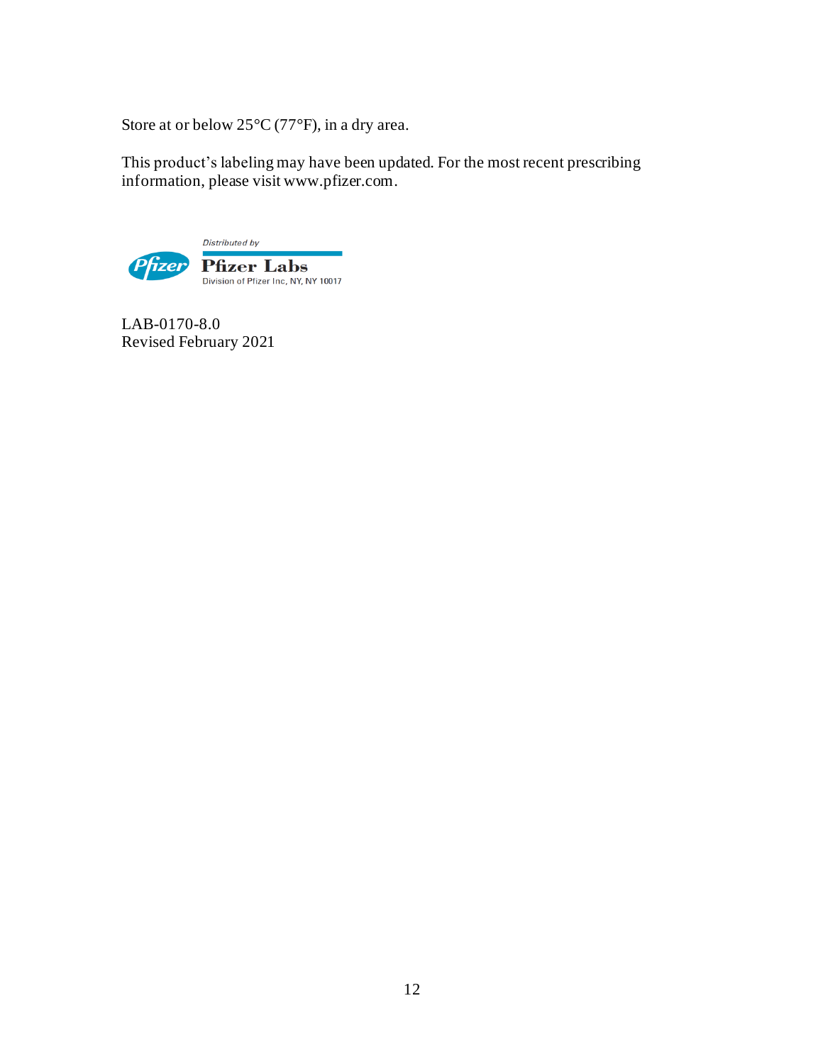Store at or below 25°C (77°F), in a dry area.

This product's labeling may have been updated. For the most recent prescribing information, please visit www.pfizer.com.

Distributed by

Pfizer Labs

Division of Pfizer Inc, NY, NY 10017

LAB-0170-8.0
Revised February 2021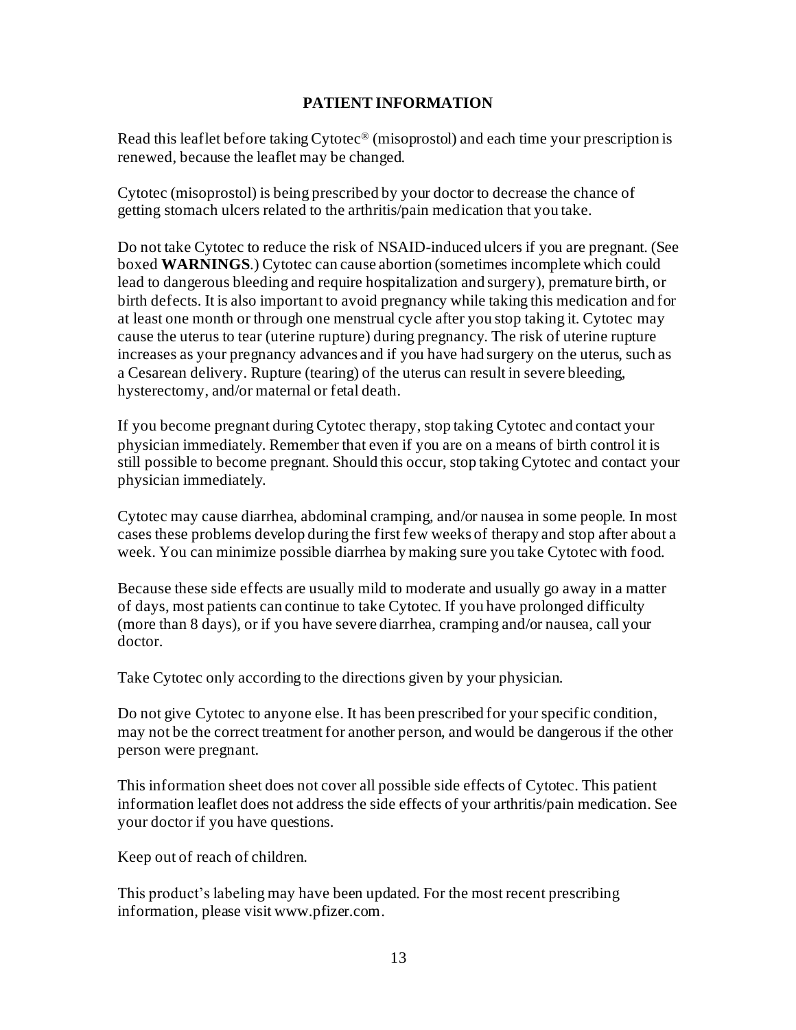## PATIENT INFORMATION

Read this leaflet before taking Cytotec® (misoprostol) and each time your prescription is renewed, because the leaflet may be changed.

Cytotec (misoprostol) is being prescribed by your doctor to decrease the chance of getting stomach ulcers related to the arthritis/pain medication that you take.

Do not take Cytotec to reduce the risk of NSAID-induced ulcers if you are pregnant. (See boxed **WARNINGS**.) Cytotec can cause abortion (sometimes incomplete which could lead to dangerous bleeding and require hospitalization and surgery), premature birth, or birth defects. It is also important to avoid pregnancy while taking this medication and for at least one month or through one menstrual cycle after you stop taking it. Cytotec may cause the uterus to tear (uterine rupture) during pregnancy. The risk of uterine rupture increases as your pregnancy advances and if you have had surgery on the uterus, such as a Cesarean delivery. Rupture (tearing) of the uterus can result in severe bleeding, hysterectomy, and/or maternal or fetal death.

If you become pregnant during Cytotec therapy, stop taking Cytotec and contact your physician immediately. Remember that even if you are on a means of birth control it is still possible to become pregnant. Should this occur, stop taking Cytotec and contact your physician immediately.

Cytotec may cause diarrhea, abdominal cramping, and/or nausea in some people. In most cases these problems develop during the first few weeks of therapy and stop after about a week. You can minimize possible diarrhea by making sure you take Cytotec with food.

Because these side effects are usually mild to moderate and usually go away in a matter of days, most patients can continue to take Cytotec. If you have prolonged difficulty (more than 8 days), or if you have severe diarrhea, cramping and/or nausea, call your doctor.

Take Cytotec only according to the directions given by your physician.

Do not give Cytotec to anyone else. It has been prescribed for your specific condition, may not be the correct treatment for another person, and would be dangerous if the other person were pregnant.

This information sheet does not cover all possible side effects of Cytotec. This patient information leaflet does not address the side effects of your arthritis/pain medication. See your doctor if you have questions.

Keep out of reach of children.

This product's labeling may have been updated. For the most recent prescribing information, please visit www.pfizer.com.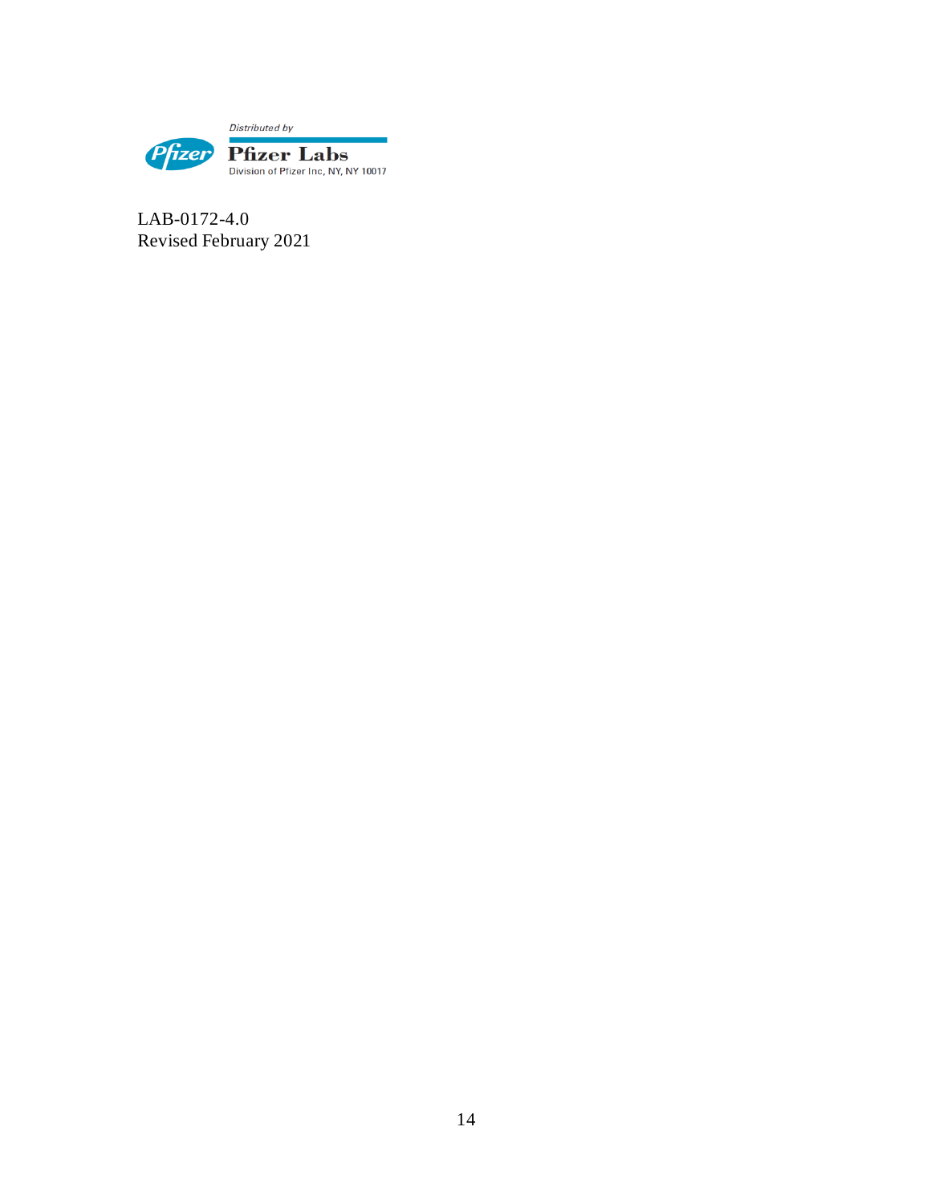Distributed by

Pfizer Labs

Division of Pfizer Inc, NY, NY 10017

LAB-0172-4.0
Revised February 2021